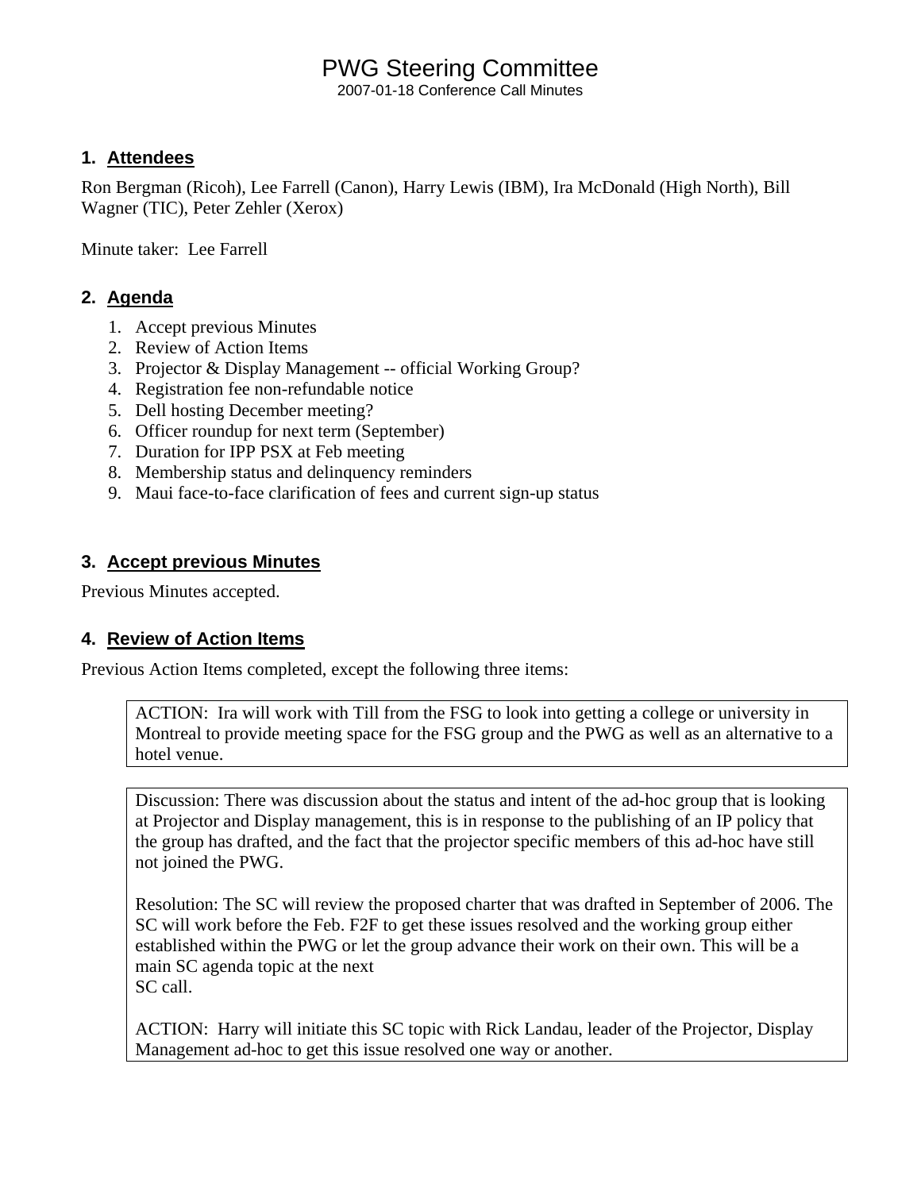# PWG Steering Committee

2007-01-18 Conference Call Minutes

## 1. Attendees

Ron Bergman (Ricoh), Lee Farrell (Canon), Harry Lewis (IBM), Ira McDonald (High North), Bill Wagner (TIC), Peter Zehler (Xerox)

Minute taker: Lee Farrell

## 2. Agenda

1. Accept previous Minutes
2. Review of Action Items
3. Projector & Display Management -- official Working Group?
4. Registration fee non-refundable notice
5. Dell hosting December meeting?
6. Officer roundup for next term (September)
7. Duration for IPP PSX at Feb meeting
8. Membership status and delinquency reminders
9. Maui face-to-face clarification of fees and current sign-up status

## 3. Accept previous Minutes

Previous Minutes accepted.

## 4. Review of Action Items

Previous Action Items completed, except the following three items:

> ACTION: Ira will work with Till from the FSG to look into getting a college or university in Montreal to provide meeting space for the FSG group and the PWG as well as an alternative to a hotel venue.

> Discussion: There was discussion about the status and intent of the ad-hoc group that is looking at Projector and Display management, this is in response to the publishing of an IP policy that the group has drafted, and the fact that the projector specific members of this ad-hoc have still not joined the PWG.
>
> Resolution: The SC will review the proposed charter that was drafted in September of 2006. The SC will work before the Feb. F2F to get these issues resolved and the working group either established within the PWG or let the group advance their work on their own. This will be a main SC agenda topic at the next SC call.
>
> ACTION: Harry will initiate this SC topic with Rick Landau, leader of the Projector, Display Management ad-hoc to get this issue resolved one way or another.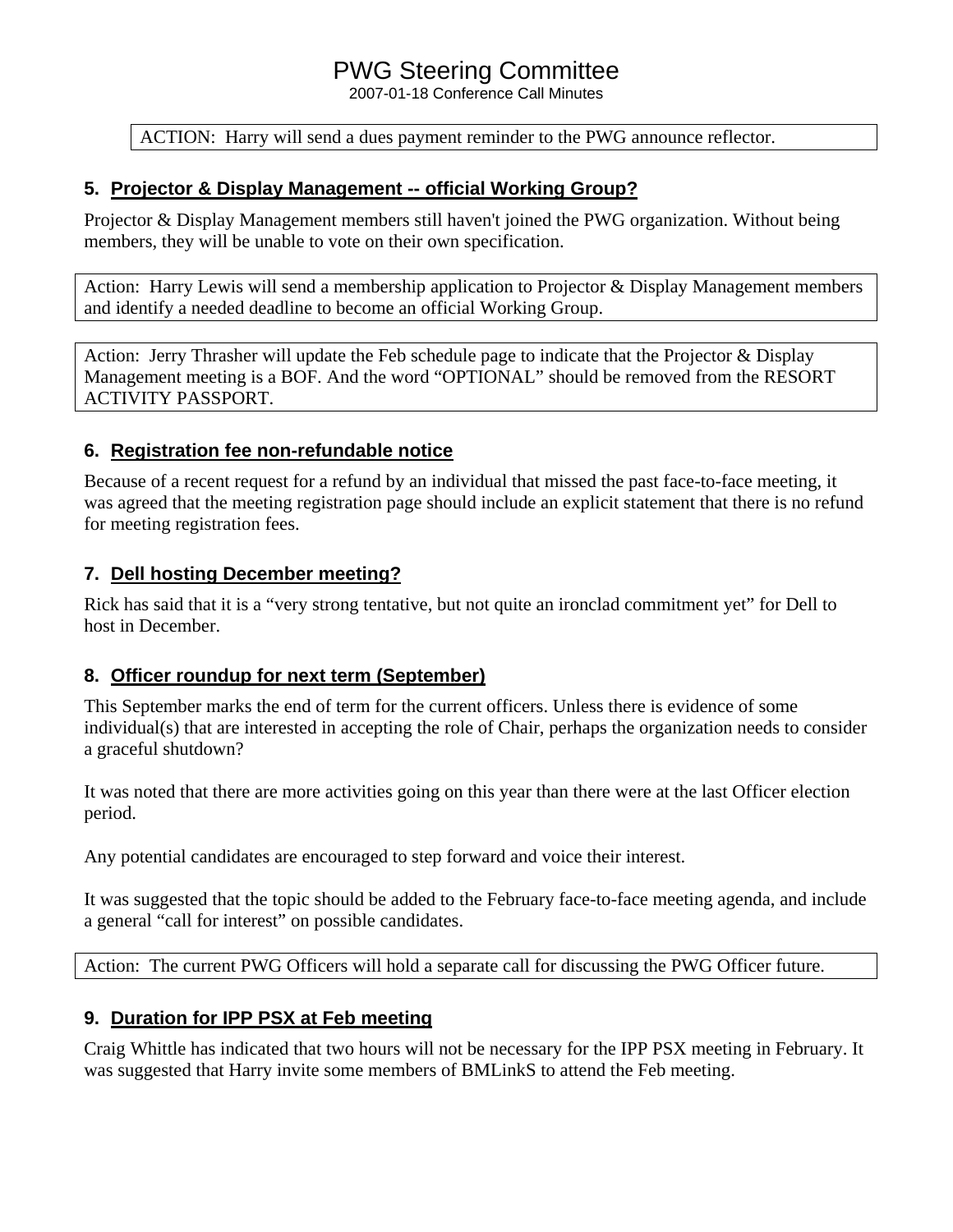ACTION: Harry will send a dues payment reminder to the PWG announce reflector.

### 5. Projector & Display Management -- official Working Group?

Projector & Display Management members still haven't joined the PWG organization. Without being members, they will be unable to vote on their own specification.

Action: Harry Lewis will send a membership application to Projector & Display Management members and identify a needed deadline to become an official Working Group.

Action: Jerry Thrasher will update the Feb schedule page to indicate that the Projector & Display Management meeting is a BOF. And the word "OPTIONAL" should be removed from the RESORT ACTIVITY PASSPORT.

### 6. Registration fee non-refundable notice

Because of a recent request for a refund by an individual that missed the past face-to-face meeting, it was agreed that the meeting registration page should include an explicit statement that there is no refund for meeting registration fees.

### 7. Dell hosting December meeting?

Rick has said that it is a "very strong tentative, but not quite an ironclad commitment yet" for Dell to host in December.

### 8. Officer roundup for next term (September)

This September marks the end of term for the current officers. Unless there is evidence of some individual(s) that are interested in accepting the role of Chair, perhaps the organization needs to consider a graceful shutdown?

It was noted that there are more activities going on this year than there were at the last Officer election period.

Any potential candidates are encouraged to step forward and voice their interest.

It was suggested that the topic should be added to the February face-to-face meeting agenda, and include a general "call for interest" on possible candidates.

Action: The current PWG Officers will hold a separate call for discussing the PWG Officer future.

### 9. Duration for IPP PSX at Feb meeting

Craig Whittle has indicated that two hours will not be necessary for the IPP PSX meeting in February. It was suggested that Harry invite some members of BMLinkS to attend the Feb meeting.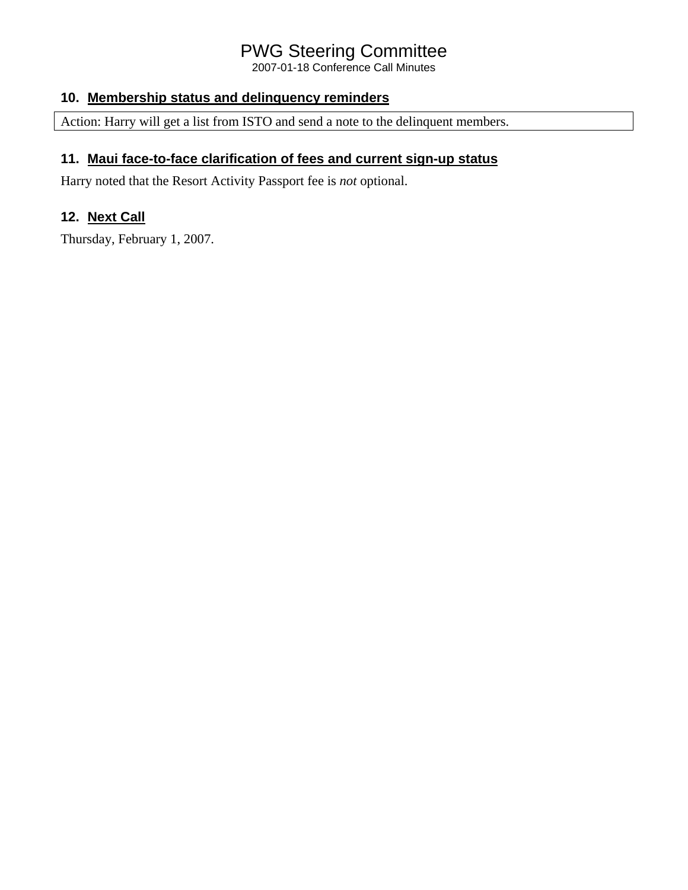## 10. Membership status and delinquency reminders

| |
|---|
| Action: Harry will get a list from ISTO and send a note to the delinquent members. |

## 11. Maui face-to-face clarification of fees and current sign-up status

Harry noted that the Resort Activity Passport fee is *not* optional.

## 12. Next Call

Thursday, February 1, 2007.